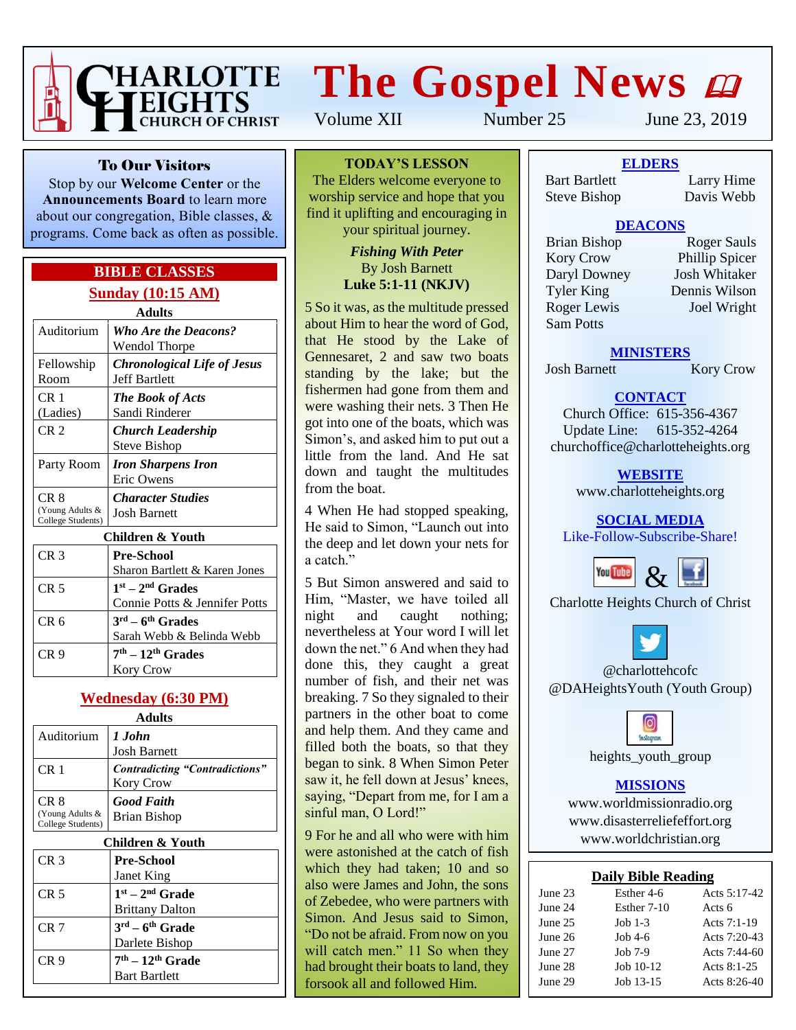# Charlotte Heights Church of Christ

# The Gospel News

Volume XII | Number 25 | June 23, 2019

## To Our Visitors

Stop by our **Welcome Center** or the **Announcements Board** to learn more about our congregation, Bible classes, & programs. Come back as often as possible.

## BIBLE CLASSES

### Sunday (10:15 AM)

**Adults**

| Room | Class |
|---|---|
| Auditorium | ***Who Are the Deacons?*** Wendol Thorpe |
| Fellowship Room | ***Chronological Life of Jesus*** Jeff Bartlett |
| CR 1 (Ladies) | ***The Book of Acts*** Sandi Rinderer |
| CR 2 | ***Church Leadership*** Steve Bishop |
| Party Room | ***Iron Sharpens Iron*** Eric Owens |
| CR 8 (Young Adults & College Students) | ***Character Studies*** Josh Barnett |

**Children & Youth**

| Room | Class |
|---|---|
| CR 3 | **Pre-School** Sharon Bartlett & Karen Jones |
| CR 5 | **1st – 2nd Grades** Connie Potts & Jennifer Potts |
| CR 6 | **3rd – 6th Grades** Sarah Webb & Belinda Webb |
| CR 9 | **7th – 12th Grades** Kory Crow |

### Wednesday (6:30 PM)

**Adults**

| Room | Class |
|---|---|
| Auditorium | ***1 John*** Josh Barnett |
| CR 1 | ***Contradicting "Contradictions"*** Kory Crow |
| CR 8 (Young Adults & College Students) | ***Good Faith*** Brian Bishop |

**Children & Youth**

| Room | Class |
|---|---|
| CR 3 | **Pre-School** Janet King |
| CR 5 | **1st – 2nd Grade** Brittany Dalton |
| CR 7 | **3rd – 6th Grade** Darlete Bishop |
| CR 9 | **7th – 12th Grade** Bart Bartlett |

## TODAY'S LESSON

The Elders welcome everyone to worship service and hope that you find it uplifting and encouraging in your spiritual journey.

***Fishing With Peter***
By Josh Barnett
**Luke 5:1-11 (NKJV)**

5 So it was, as the multitude pressed about Him to hear the word of God, that He stood by the Lake of Gennesaret, 2 and saw two boats standing by the lake; but the fishermen had gone from them and were washing their nets. 3 Then He got into one of the boats, which was Simon's, and asked him to put out a little from the land. And He sat down and taught the multitudes from the boat.

4 When He had stopped speaking, He said to Simon, "Launch out into the deep and let down your nets for a catch."

5 But Simon answered and said to Him, "Master, we have toiled all night and caught nothing; nevertheless at Your word I will let down the net." 6 And when they had done this, they caught a great number of fish, and their net was breaking. 7 So they signaled to their partners in the other boat to come and help them. And they came and filled both the boats, so that they began to sink. 8 When Simon Peter saw it, he fell down at Jesus' knees, saying, "Depart from me, for I am a sinful man, O Lord!"

9 For he and all who were with him were astonished at the catch of fish which they had taken; 10 and so also were James and John, the sons of Zebedee, who were partners with Simon. And Jesus said to Simon, "Do not be afraid. From now on you will catch men." 11 So when they had brought their boats to land, they forsook all and followed Him.

## ELDERS

Bart Bartlett, Larry Hime, Steve Bishop, Davis Webb

## DEACONS

Brian Bishop, Roger Sauls, Kory Crow, Phillip Spicer, Daryl Downey, Josh Whitaker, Tyler King, Dennis Wilson, Roger Lewis, Joel Wright, Sam Potts

## MINISTERS

Josh Barnett, Kory Crow

## CONTACT

Church Office: 615-356-4367
Update Line: 615-352-4264
churchoffice@charlotteheights.org

## WEBSITE

www.charlotteheights.org

## SOCIAL MEDIA

Like-Follow-Subscribe-Share!

YouTube & Facebook
Charlotte Heights Church of Christ

Twitter
@charlottehcofc
@DAHeightsYouth (Youth Group)

Instagram
heights_youth_group

## MISSIONS

www.worldmissionradio.org
www.disasterreliefeffort.org
www.worldchristian.org

## Daily Bible Reading

| Date | Old Testament | New Testament |
|---|---|---|
| June 23 | Esther 4-6 | Acts 5:17-42 |
| June 24 | Esther 7-10 | Acts 6 |
| June 25 | Job 1-3 | Acts 7:1-19 |
| June 26 | Job 4-6 | Acts 7:20-43 |
| June 27 | Job 7-9 | Acts 7:44-60 |
| June 28 | Job 10-12 | Acts 8:1-25 |
| June 29 | Job 13-15 | Acts 8:26-40 |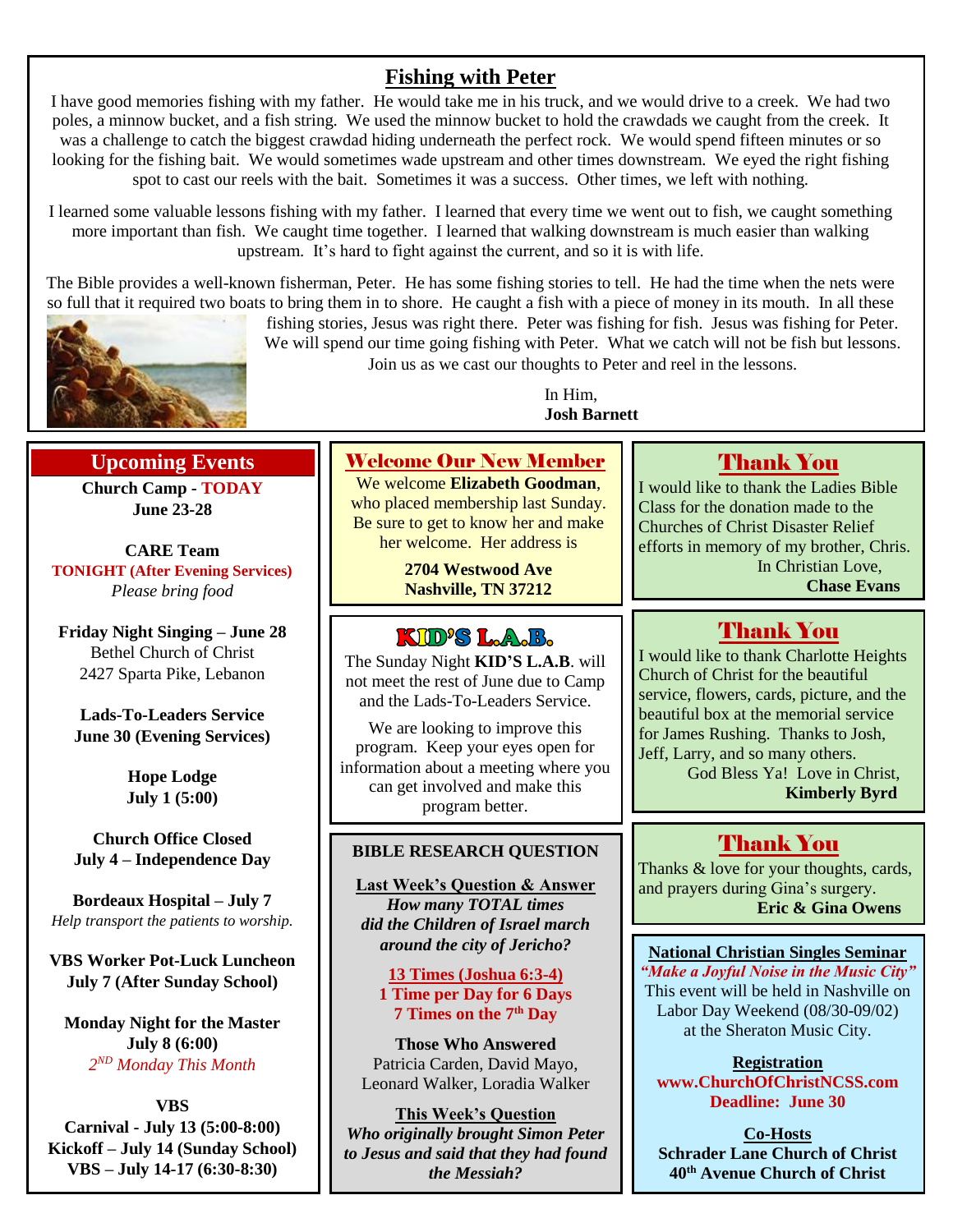## Fishing with Peter

I have good memories fishing with my father. He would take me in his truck, and we would drive to a creek. We had two poles, a minnow bucket, and a fish string. We used the minnow bucket to hold the crawdads we caught from the creek. It was a challenge to catch the biggest crawdad hiding underneath the perfect rock. We would spend fifteen minutes or so looking for the fishing bait. We would sometimes wade upstream and other times downstream. We eyed the right fishing spot to cast our reels with the bait. Sometimes it was a success. Other times, we left with nothing.

I learned some valuable lessons fishing with my father. I learned that every time we went out to fish, we caught something more important than fish. We caught time together. I learned that walking downstream is much easier than walking upstream. It's hard to fight against the current, and so it is with life.

The Bible provides a well-known fisherman, Peter. He has some fishing stories to tell. He had the time when the nets were so full that it required two boats to bring them in to shore. He caught a fish with a piece of money in its mouth. In all these fishing stories, Jesus was right there. Peter was fishing for fish. Jesus was fishing for Peter. We will spend our time going fishing with Peter. What we catch will not be fish but lessons. Join us as we cast our thoughts to Peter and reel in the lessons.

In Him,
**Josh Barnett**

## Upcoming Events

**Church Camp - TODAY**
**June 23-28**

**CARE Team**
**TONIGHT (After Evening Services)**
*Please bring food*

**Friday Night Singing – June 28**
Bethel Church of Christ
2427 Sparta Pike, Lebanon

**Lads-To-Leaders Service**
**June 30 (Evening Services)**

**Hope Lodge**
**July 1 (5:00)**

**Church Office Closed**
**July 4 – Independence Day**

**Bordeaux Hospital – July 7**
*Help transport the patients to worship.*

**VBS Worker Pot-Luck Luncheon**
**July 7 (After Sunday School)**

**Monday Night for the Master**
**July 8 (6:00)**
*2ND Monday This Month*

**VBS**
**Carnival - July 13 (5:00-8:00)**
**Kickoff – July 14 (Sunday School)**
**VBS – July 14-17 (6:30-8:30)**

## Welcome Our New Member

We welcome **Elizabeth Goodman**, who placed membership last Sunday. Be sure to get to know her and make her welcome. Her address is

**2704 Westwood Ave**
**Nashville, TN 37212**

## KID'S L.A.B.

The Sunday Night **KID'S L.A.B**. will not meet the rest of June due to Camp and the Lads-To-Leaders Service.

We are looking to improve this program. Keep your eyes open for information about a meeting where you can get involved and make this program better.

## BIBLE RESEARCH QUESTION

**Last Week's Question & Answer**
***How many TOTAL times did the Children of Israel march around the city of Jericho?***

**13 Times (Joshua 6:3-4)**
**1 Time per Day for 6 Days**
**7 Times on the 7th Day**

**Those Who Answered**
Patricia Carden, David Mayo, Leonard Walker, Loradia Walker

**This Week's Question**
***Who originally brought Simon Peter to Jesus and said that they had found the Messiah?***

## Thank You

I would like to thank the Ladies Bible Class for the donation made to the Churches of Christ Disaster Relief efforts in memory of my brother, Chris.

In Christian Love,
**Chase Evans**

## Thank You

I would like to thank Charlotte Heights Church of Christ for the beautiful service, flowers, cards, picture, and the beautiful box at the memorial service for James Rushing. Thanks to Josh, Jeff, Larry, and so many others.

God Bless Ya! Love in Christ,
**Kimberly Byrd**

## Thank You

Thanks & love for your thoughts, cards, and prayers during Gina's surgery.
**Eric & Gina Owens**

**National Christian Singles Seminar**
***"Make a Joyful Noise in the Music City"***
This event will be held in Nashville on Labor Day Weekend (08/30-09/02) at the Sheraton Music City.

**Registration**
**www.ChurchOfChristNCSS.com**
**Deadline: June 30**

**Co-Hosts**
**Schrader Lane Church of Christ**
**40th Avenue Church of Christ**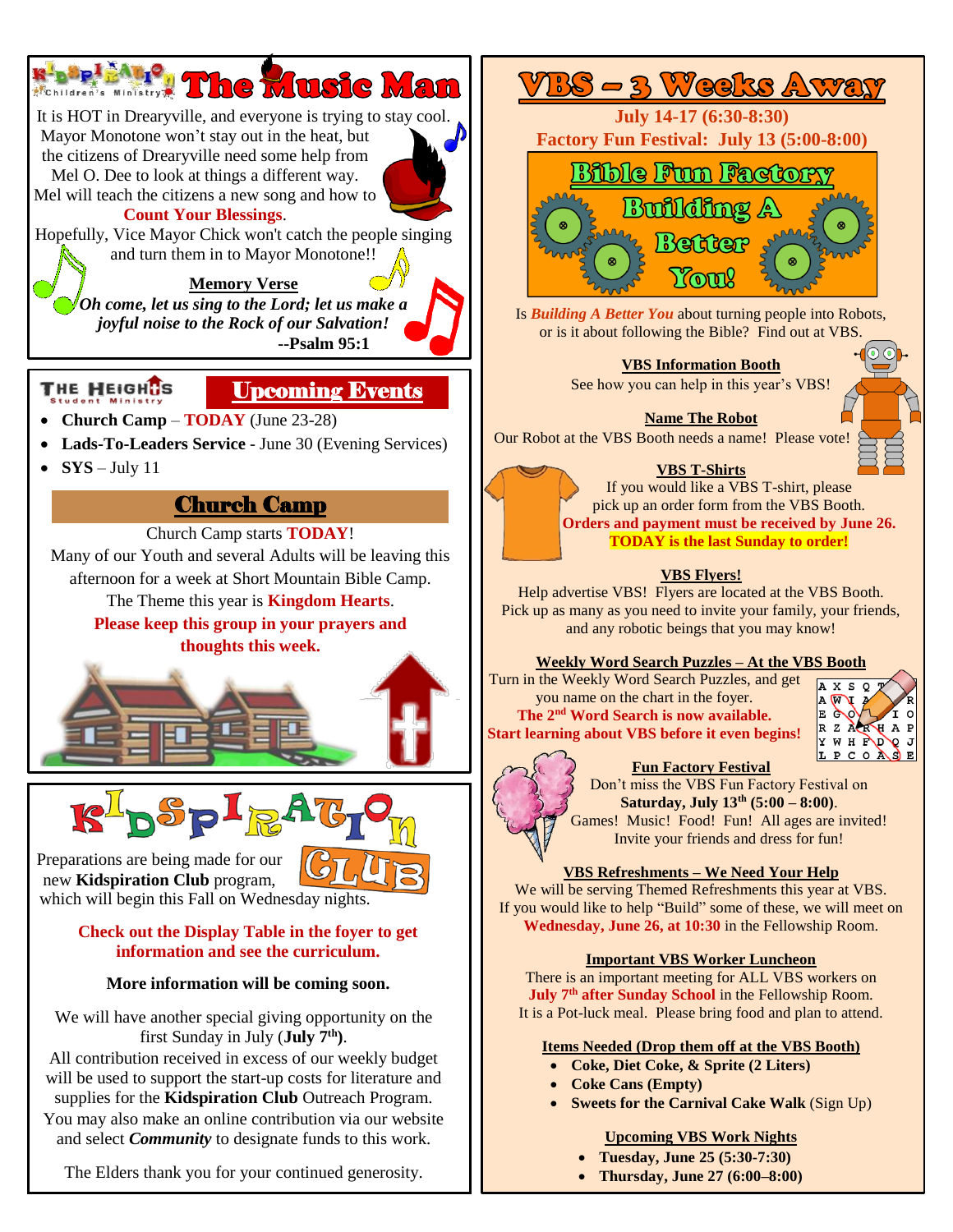## Kidspiration Children's Ministry — The Music Man

It is HOT in Drearyville, and everyone is trying to stay cool. Mayor Monotone won't stay out in the heat, but the citizens of Drearyville need some help from Mel O. Dee to look at things a different way. Mel will teach the citizens a new song and how to **Count Your Blessings**.

Hopefully, Vice Mayor Chick won't catch the people singing and turn them in to Mayor Monotone!!

**Memory Verse**

***Oh come, let us sing to the Lord; let us make a joyful noise to the Rock of our Salvation!***

**--Psalm 95:1**

## The Heights Student Ministry — Upcoming Events

- **Church Camp** – **TODAY** (June 23-28)
- **Lads-To-Leaders Service** - June 30 (Evening Services)
- **SYS** – July 11

## Church Camp

Church Camp starts **TODAY**!

Many of our Youth and several Adults will be leaving this afternoon for a week at Short Mountain Bible Camp.

The Theme this year is **Kingdom Hearts**.

**Please keep this group in your prayers and thoughts this week.**

## Kidspiration Club

Preparations are being made for our new **Kidspiration Club** program, which will begin this Fall on Wednesday nights.

**Check out the Display Table in the foyer to get information and see the curriculum.**

**More information will be coming soon.**

We will have another special giving opportunity on the first Sunday in July (**July 7th**).

All contribution received in excess of our weekly budget will be used to support the start-up costs for literature and supplies for the **Kidspiration Club** Outreach Program.

You may also make an online contribution via our website and select ***Community*** to designate funds to this work.

The Elders thank you for your continued generosity.

## VBS – 3 Weeks Away

**July 14-17 (6:30-8:30)**

**Factory Fun Festival: July 13 (5:00-8:00)**

### Bible Fun Factory — Building A Better You!

Is ***Building A Better You*** about turning people into Robots, or is it about following the Bible? Find out at VBS.

**VBS Information Booth**

See how you can help in this year's VBS!

**Name The Robot**

Our Robot at the VBS Booth needs a name! Please vote!

**VBS T-Shirts**

If you would like a VBS T-shirt, please pick up an order form from the VBS Booth.

**Orders and payment must be received by June 26.**

**TODAY is the last Sunday to order!**

**VBS Flyers!**

Help advertise VBS! Flyers are located at the VBS Booth. Pick up as many as you need to invite your family, your friends, and any robotic beings that you may know!

**Weekly Word Search Puzzles – At the VBS Booth**

Turn in the Weekly Word Search Puzzles, and get you name on the chart in the foyer.

**The 2nd Word Search is now available.**

**Start learning about VBS before it even begins!**

**Fun Factory Festival**

Don't miss the VBS Fun Factory Festival on **Saturday, July 13th (5:00 – 8:00)**.

Games! Music! Food! Fun! All ages are invited! Invite your friends and dress for fun!

**VBS Refreshments – We Need Your Help**

We will be serving Themed Refreshments this year at VBS. If you would like to help "Build" some of these, we will meet on **Wednesday, June 26, at 10:30** in the Fellowship Room.

**Important VBS Worker Luncheon**

There is an important meeting for ALL VBS workers on **July 7th after Sunday School** in the Fellowship Room. It is a Pot-luck meal. Please bring food and plan to attend.

**Items Needed (Drop them off at the VBS Booth)**

- **Coke, Diet Coke, & Sprite (2 Liters)**
- **Coke Cans (Empty)**
- **Sweets for the Carnival Cake Walk** (Sign Up)

**Upcoming VBS Work Nights**

- **Tuesday, June 25 (5:30-7:30)**
- **Thursday, June 27 (6:00–8:00)**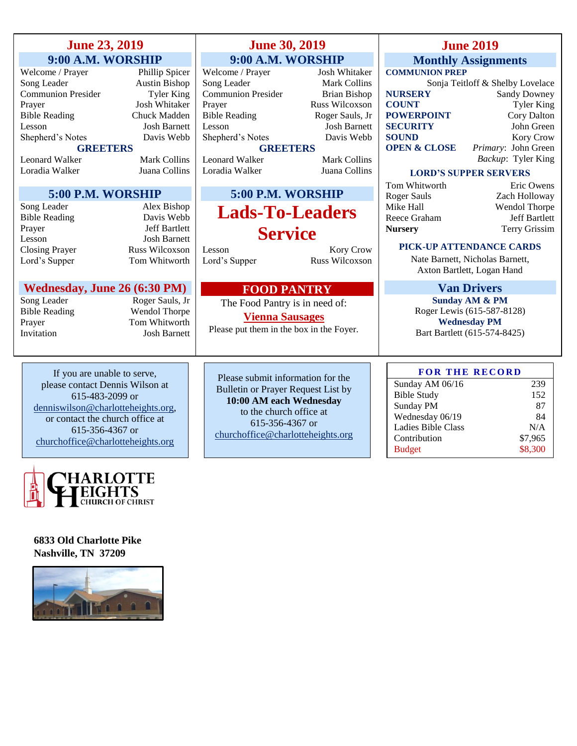## June 23, 2019

### 9:00 A.M. WORSHIP

| | |
|---|---|
| Welcome / Prayer | Phillip Spicer |
| Song Leader | Austin Bishop |
| Communion Presider | Tyler King |
| Prayer | Josh Whitaker |
| Bible Reading | Chuck Madden |
| Lesson | Josh Barnett |
| Shepherd's Notes | Davis Webb |

**GREETERS**

| | |
|---|---|
| Leonard Walker | Mark Collins |
| Loradia Walker | Juana Collins |

### 5:00 P.M. WORSHIP

| | |
|---|---|
| Song Leader | Alex Bishop |
| Bible Reading | Davis Webb |
| Prayer | Jeff Bartlett |
| Lesson | Josh Barnett |
| Closing Prayer | Russ Wilcoxson |
| Lord's Supper | Tom Whitworth |

### Wednesday, June 26 (6:30 PM)

| | |
|---|---|
| Song Leader | Roger Sauls, Jr |
| Bible Reading | Wendol Thorpe |
| Prayer | Tom Whitworth |
| Invitation | Josh Barnett |

## June 30, 2019

### 9:00 A.M. WORSHIP

| | |
|---|---|
| Welcome / Prayer | Josh Whitaker |
| Song Leader | Mark Collins |
| Communion Presider | Brian Bishop |
| Prayer | Russ Wilcoxson |
| Bible Reading | Roger Sauls, Jr |
| Lesson | Josh Barnett |
| Shepherd's Notes | Davis Webb |

**GREETERS**

| | |
|---|---|
| Leonard Walker | Mark Collins |
| Loradia Walker | Juana Collins |

### 5:00 P.M. WORSHIP

**Lads-To-Leaders Service**

| | |
|---|---|
| Lesson | Kory Crow |
| Lord's Supper | Russ Wilcoxson |

### FOOD PANTRY

The Food Pantry is in need of:

**Vienna Sausages**

Please put them in the box in the Foyer.

## June 2019

### Monthly Assignments

**COMMUNION PREP**
Sonja Teitloff & Shelby Lovelace

| | |
|---|---|
| **NURSERY** | Sandy Downey |
| **COUNT** | Tyler King |
| **POWERPOINT** | Cory Dalton |
| **SECURITY** | John Green |
| **SOUND** | Kory Crow |
| **OPEN & CLOSE** | *Primary*: John Green |
| | *Backup*: Tyler King |

**LORD'S SUPPER SERVERS**

| | |
|---|---|
| Tom Whitworth | Eric Owens |
| Roger Sauls | Zach Holloway |
| Mike Hall | Wendol Thorpe |
| Reece Graham | Jeff Bartlett |
| **Nursery** | Terry Grissim |

**PICK-UP ATTENDANCE CARDS**

Nate Barnett, Nicholas Barnett, Axton Bartlett, Logan Hand

### Van Drivers

**Sunday AM & PM**
Roger Lewis (615-587-8128)

**Wednesday PM**
Bart Bartlett (615-574-8425)

---

If you are unable to serve, please contact Dennis Wilson at 615-483-2099 or denniswilson@charlotteheights.org, or contact the church office at 615-356-4367 or churchoffice@charlotteheights.org

Please submit information for the Bulletin or Prayer Request List by **10:00 AM each Wednesday** to the church office at 615-356-4367 or churchoffice@charlotteheights.org

**FOR THE RECORD**

| | |
|---|---|
| Sunday AM 06/16 | 239 |
| Bible Study | 152 |
| Sunday PM | 87 |
| Wednesday 06/19 | 84 |
| Ladies Bible Class | N/A |
| Contribution | $7,965 |
| Budget | $8,300 |

CHARLOTTE HEIGHTS CHURCH OF CHRIST

**6833 Old Charlotte Pike**
**Nashville, TN 37209**